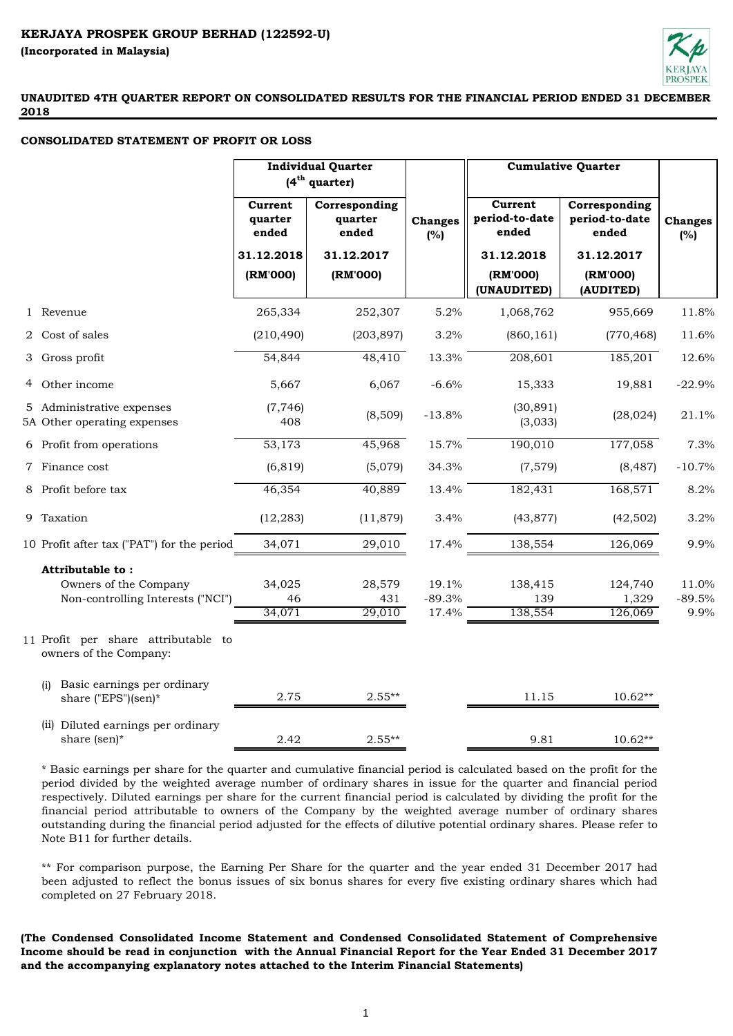**KERJAYA PROSPEK GROUP BERHAD (122592-U)**

**(Incorporated in Malaysia)**

**UNAUDITED 4TH QUARTER REPORT ON CONSOLIDATED RESULTS FOR THE FINANCIAL PERIOD ENDED 31 DECEMBER 2018**

**CONSOLIDATED STATEMENT OF PROFIT OR LOSS**

| | | Individual Quarter (4th quarter) | | | Cumulative Quarter | | |
|---|---|---|---|---|---|---|---|
| | | Current quarter ended | Corresponding quarter ended | Changes (%) | Current period-to-date ended | Corresponding period-to-date ended | Changes (%) |
| | | 31.12.2018 | 31.12.2017 | | 31.12.2018 | 31.12.2017 | |
| | | (RM'000) | (RM'000) | | (RM'000) (UNAUDITED) | (RM'000) (AUDITED) | |
| 1 | Revenue | 265,334 | 252,307 | 5.2% | 1,068,762 | 955,669 | 11.8% |
| 2 | Cost of sales | (210,490) | (203,897) | 3.2% | (860,161) | (770,468) | 11.6% |
| 3 | Gross profit | 54,844 | 48,410 | 13.3% | 208,601 | 185,201 | 12.6% |
| 4 | Other income | 5,667 | 6,067 | -6.6% | 15,333 | 19,881 | -22.9% |
| 5 | Administrative expenses | (7,746) | (8,509) | -13.8% | (30,891) | (28,024) | 21.1% |
| 5A | Other operating expenses | 408 | | | (3,033) | | |
| 6 | Profit from operations | 53,173 | 45,968 | 15.7% | 190,010 | 177,058 | 7.3% |
| 7 | Finance cost | (6,819) | (5,079) | 34.3% | (7,579) | (8,487) | -10.7% |
| 8 | Profit before tax | 46,354 | 40,889 | 13.4% | 182,431 | 168,571 | 8.2% |
| 9 | Taxation | (12,283) | (11,879) | 3.4% | (43,877) | (42,502) | 3.2% |
| 10 | Profit after tax ("PAT") for the period | 34,071 | 29,010 | 17.4% | 138,554 | 126,069 | 9.9% |
| | **Attributable to :** | | | | | | |
| | Owners of the Company | 34,025 | 28,579 | 19.1% | 138,415 | 124,740 | 11.0% |
| | Non-controlling Interests ("NCI") | 46 | 431 | -89.3% | 139 | 1,329 | -89.5% |
| | | 34,071 | 29,010 | 17.4% | 138,554 | 126,069 | 9.9% |
| 11 | Profit per share attributable to owners of the Company: | | | | | | |
| | (i) Basic earnings per ordinary share ("EPS")(sen)* | 2.75 | 2.55** | | 11.15 | 10.62** | |
| | (ii) Diluted earnings per ordinary share (sen)* | 2.42 | 2.55** | | 9.81 | 10.62** | |

* Basic earnings per share for the quarter and cumulative financial period is calculated based on the profit for the period divided by the weighted average number of ordinary shares in issue for the quarter and financial period respectively. Diluted earnings per share for the current financial period is calculated by dividing the profit for the financial period attributable to owners of the Company by the weighted average number of ordinary shares outstanding during the financial period adjusted for the effects of dilutive potential ordinary shares. Please refer to Note B11 for further details.

** For comparison purpose, the Earning Per Share for the quarter and the year ended 31 December 2017 had been adjusted to reflect the bonus issues of six bonus shares for every five existing ordinary shares which had completed on 27 February 2018.

**(The Condensed Consolidated Income Statement and Condensed Consolidated Statement of Comprehensive Income should be read in conjunction with the Annual Financial Report for the Year Ended 31 December 2017 and the accompanying explanatory notes attached to the Interim Financial Statements)**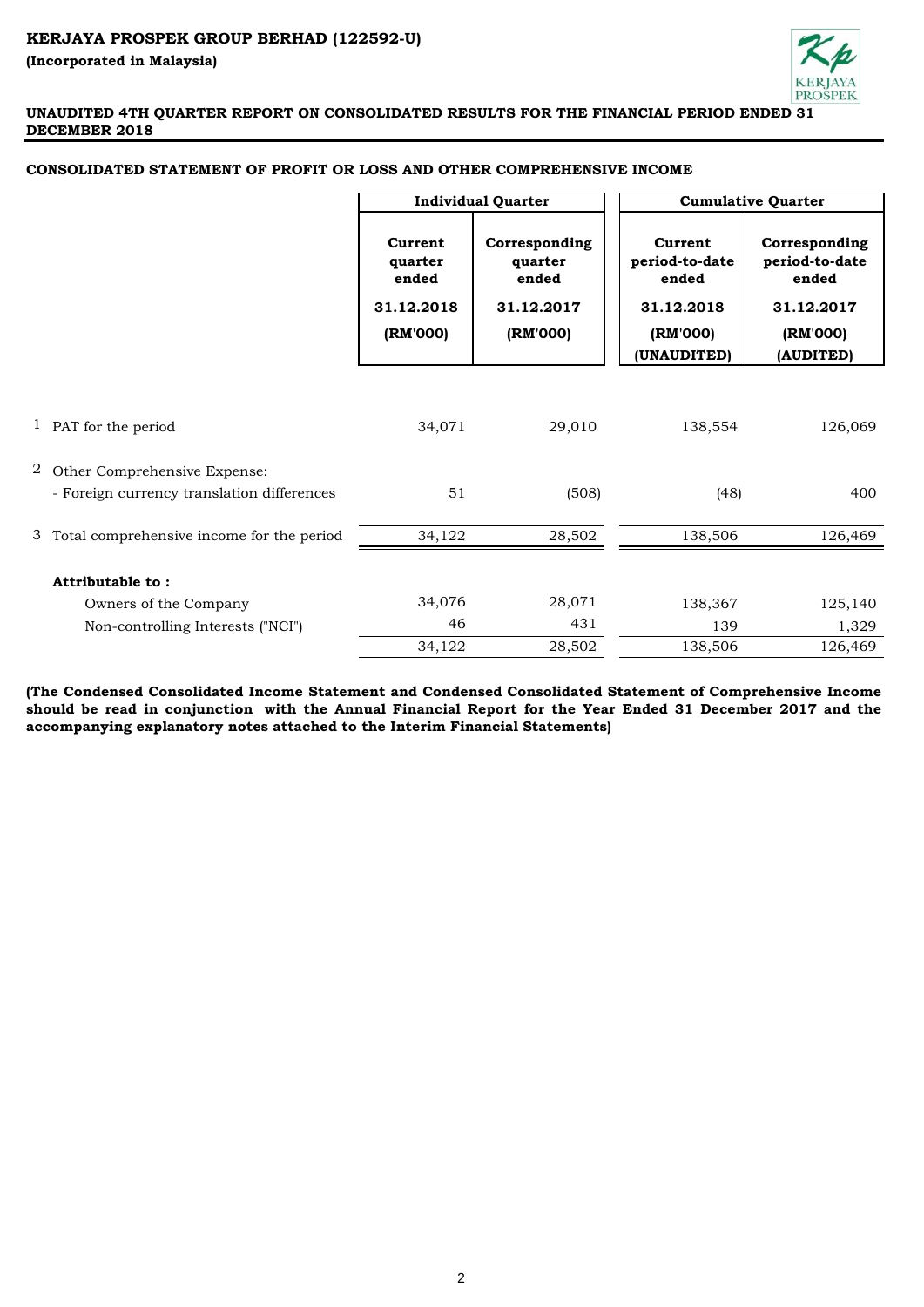**KERJAYA PROSPEK GROUP BERHAD (122592-U)**

**(Incorporated in Malaysia)**

**UNAUDITED 4TH QUARTER REPORT ON CONSOLIDATED RESULTS FOR THE FINANCIAL PERIOD ENDED 31 DECEMBER 2018**

**CONSOLIDATED STATEMENT OF PROFIT OR LOSS AND OTHER COMPREHENSIVE INCOME**

| | | Individual Quarter | | Cumulative Quarter | |
|---|---|---|---|---|---|
| | | Current quarter ended | Corresponding quarter ended | Current period-to-date ended | Corresponding period-to-date ended |
| | | 31.12.2018 | 31.12.2017 | 31.12.2018 | 31.12.2017 |
| | | (RM'000) | (RM'000) | (RM'000) (UNAUDITED) | (RM'000) (AUDITED) |
| 1 | PAT for the period | 34,071 | 29,010 | 138,554 | 126,069 |
| 2 | Other Comprehensive Expense: | | | | |
| | - Foreign currency translation differences | 51 | (508) | (48) | 400 |
| 3 | Total comprehensive income for the period | 34,122 | 28,502 | 138,506 | 126,469 |
| | **Attributable to :** | | | | |
| | Owners of the Company | 34,076 | 28,071 | 138,367 | 125,140 |
| | Non-controlling Interests ("NCI") | 46 | 431 | 139 | 1,329 |
| | | 34,122 | 28,502 | 138,506 | 126,469 |

**(The Condensed Consolidated Income Statement and Condensed Consolidated Statement of Comprehensive Income should be read in conjunction with the Annual Financial Report for the Year Ended 31 December 2017 and the accompanying explanatory notes attached to the Interim Financial Statements)**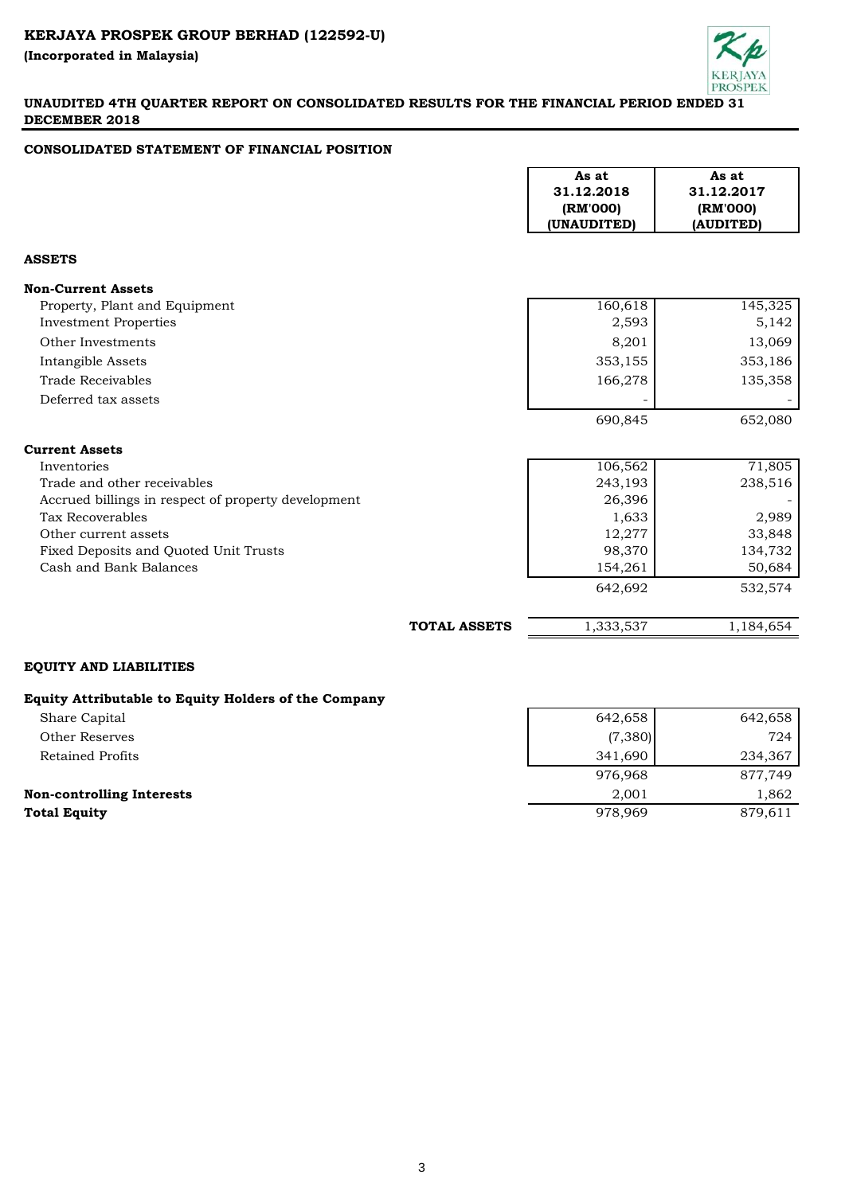# KERJAYA PROSPEK GROUP BERHAD (122592-U)

**(Incorporated in Malaysia)**

## UNAUDITED 4TH QUARTER REPORT ON CONSOLIDATED RESULTS FOR THE FINANCIAL PERIOD ENDED 31 DECEMBER 2018

### CONSOLIDATED STATEMENT OF FINANCIAL POSITION

| | As at 31.12.2018 (RM'000) (UNAUDITED) | As at 31.12.2017 (RM'000) (AUDITED) |
|---|---|---|
| **ASSETS** | | |
| **Non-Current Assets** | | |
| Property, Plant and Equipment | 160,618 | 145,325 |
| Investment Properties | 2,593 | 5,142 |
| Other Investments | 8,201 | 13,069 |
| Intangible Assets | 353,155 | 353,186 |
| Trade Receivables | 166,278 | 135,358 |
| Deferred tax assets | - | - |
| | 690,845 | 652,080 |
| **Current Assets** | | |
| Inventories | 106,562 | 71,805 |
| Trade and other receivables | 243,193 | 238,516 |
| Accrued billings in respect of property development | 26,396 | - |
| Tax Recoverables | 1,633 | 2,989 |
| Other current assets | 12,277 | 33,848 |
| Fixed Deposits and Quoted Unit Trusts | 98,370 | 134,732 |
| Cash and Bank Balances | 154,261 | 50,684 |
| | 642,692 | 532,574 |
| **TOTAL ASSETS** | 1,333,537 | 1,184,654 |
| **EQUITY AND LIABILITIES** | | |
| **Equity Attributable to Equity Holders of the Company** | | |
| Share Capital | 642,658 | 642,658 |
| Other Reserves | (7,380) | 724 |
| Retained Profits | 341,690 | 234,367 |
| | 976,968 | 877,749 |
| **Non-controlling Interests** | 2,001 | 1,862 |
| **Total Equity** | 978,969 | 879,611 |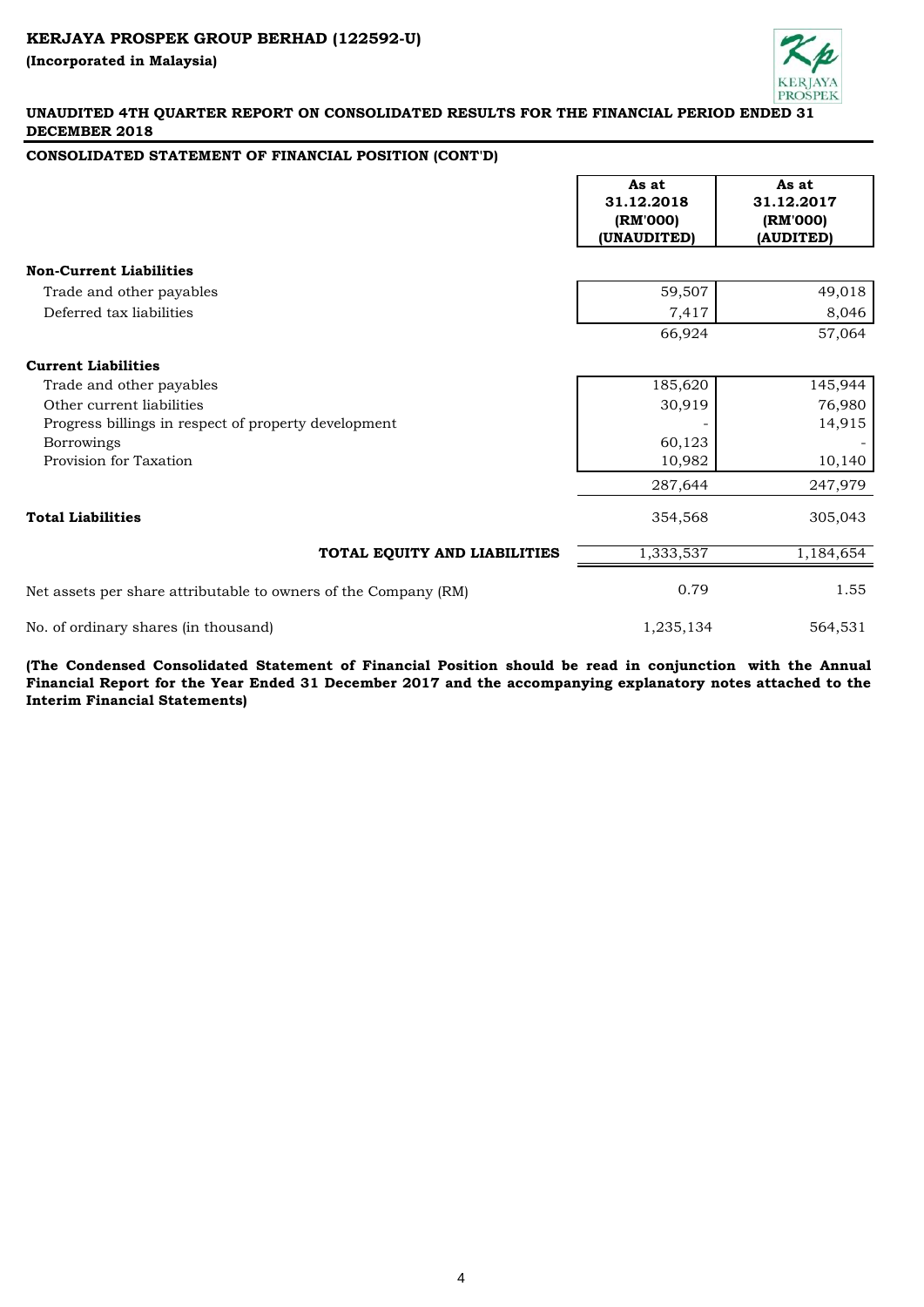**KERJAYA PROSPEK GROUP BERHAD (122592-U)**

**(Incorporated in Malaysia)**

**UNAUDITED 4TH QUARTER REPORT ON CONSOLIDATED RESULTS FOR THE FINANCIAL PERIOD ENDED 31 DECEMBER 2018**

**CONSOLIDATED STATEMENT OF FINANCIAL POSITION (CONT'D)**

| | As at 31.12.2018 (RM'000) (UNAUDITED) | As at 31.12.2017 (RM'000) (AUDITED) |
|---|---|---|
| **Non-Current Liabilities** | | |
| Trade and other payables | 59,507 | 49,018 |
| Deferred tax liabilities | 7,417 | 8,046 |
| | 66,924 | 57,064 |
| **Current Liabilities** | | |
| Trade and other payables | 185,620 | 145,944 |
| Other current liabilities | 30,919 | 76,980 |
| Progress billings in respect of property development | - | 14,915 |
| Borrowings | 60,123 | - |
| Provision for Taxation | 10,982 | 10,140 |
| | 287,644 | 247,979 |
| **Total Liabilities** | 354,568 | 305,043 |
| **TOTAL EQUITY AND LIABILITIES** | 1,333,537 | 1,184,654 |
| Net assets per share attributable to owners of the Company (RM) | 0.79 | 1.55 |
| No. of ordinary shares (in thousand) | 1,235,134 | 564,531 |

**(The Condensed Consolidated Statement of Financial Position should be read in conjunction with the Annual Financial Report for the Year Ended 31 December 2017 and the accompanying explanatory notes attached to the Interim Financial Statements)**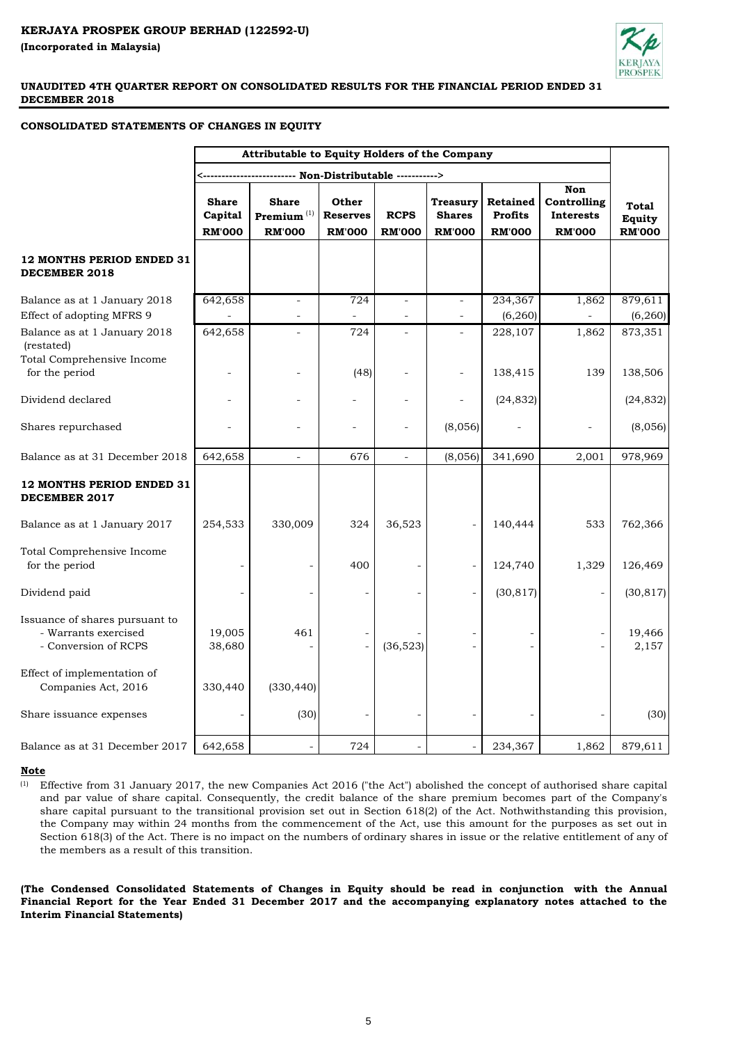**KERJAYA PROSPEK GROUP BERHAD (122592-U)**

**(Incorporated in Malaysia)**

**UNAUDITED 4TH QUARTER REPORT ON CONSOLIDATED RESULTS FOR THE FINANCIAL PERIOD ENDED 31 DECEMBER 2018**

**CONSOLIDATED STATEMENTS OF CHANGES IN EQUITY**

| | Attributable to Equity Holders of the Company | | | | | | | |
|---|---|---|---|---|---|---|---|---|
| | <------------------------- Non-Distributable -----------> | | | | | | | |
| | **Share Capital** | **Share Premium** [1] | **Other Reserves** | **RCPS** | **Treasury Shares** | **Retained Profits** | **Non Controlling Interests** | **Total Equity** |
| | **RM'000** | **RM'000** | **RM'000** | **RM'000** | **RM'000** | **RM'000** | **RM'000** | **RM'000** |
| **12 MONTHS PERIOD ENDED 31 DECEMBER 2018** | | | | | | | | |
| Balance as at 1 January 2018 | 642,658 | - | 724 | - | - | 234,367 | 1,862 | 879,611 |
| Effect of adopting MFRS 9 | - | - | - | - | - | (6,260) | - | (6,260) |
| Balance as at 1 January 2018 (restated) | 642,658 | - | 724 | - | - | 228,107 | 1,862 | 873,351 |
| Total Comprehensive Income for the period | - | - | (48) | - | - | 138,415 | 139 | 138,506 |
| Dividend declared | - | - | - | - | - | (24,832) | | (24,832) |
| Shares repurchased | - | - | - | - | (8,056) | - | - | (8,056) |
| Balance as at 31 December 2018 | 642,658 | - | 676 | - | (8,056) | 341,690 | 2,001 | 978,969 |
| **12 MONTHS PERIOD ENDED 31 DECEMBER 2017** | | | | | | | | |
| Balance as at 1 January 2017 | 254,533 | 330,009 | 324 | 36,523 | - | 140,444 | 533 | 762,366 |
| Total Comprehensive Income for the period | - | - | 400 | - | - | 124,740 | 1,329 | 126,469 |
| Dividend paid | - | - | - | - | - | (30,817) | - | (30,817) |
| Issuance of shares pursuant to | | | | | | | | |
| - Warrants exercised | 19,005 | 461 | - | - | - | - | - | 19,466 |
| - Conversion of RCPS | 38,680 | - | - | (36,523) | - | - | - | 2,157 |
| Effect of implementation of Companies Act, 2016 | 330,440 | (330,440) | | | | | | |
| Share issuance expenses | - | (30) | - | - | - | - | - | (30) |
| Balance as at 31 December 2017 | 642,658 | - | 724 | - | - | 234,367 | 1,862 | 879,611 |

**Note**

(1) Effective from 31 January 2017, the new Companies Act 2016 ("the Act") abolished the concept of authorised share capital and par value of share capital. Consequently, the credit balance of the share premium becomes part of the Company's share capital pursuant to the transitional provision set out in Section 618(2) of the Act. Nothwithstanding this provision, the Company may within 24 months from the commencement of the Act, use this amount for the purposes as set out in Section 618(3) of the Act. There is no impact on the numbers of ordinary shares in issue or the relative entitlement of any of the members as a result of this transition.

**(The Condensed Consolidated Statements of Changes in Equity should be read in conjunction with the Annual Financial Report for the Year Ended 31 December 2017 and the accompanying explanatory notes attached to the Interim Financial Statements)**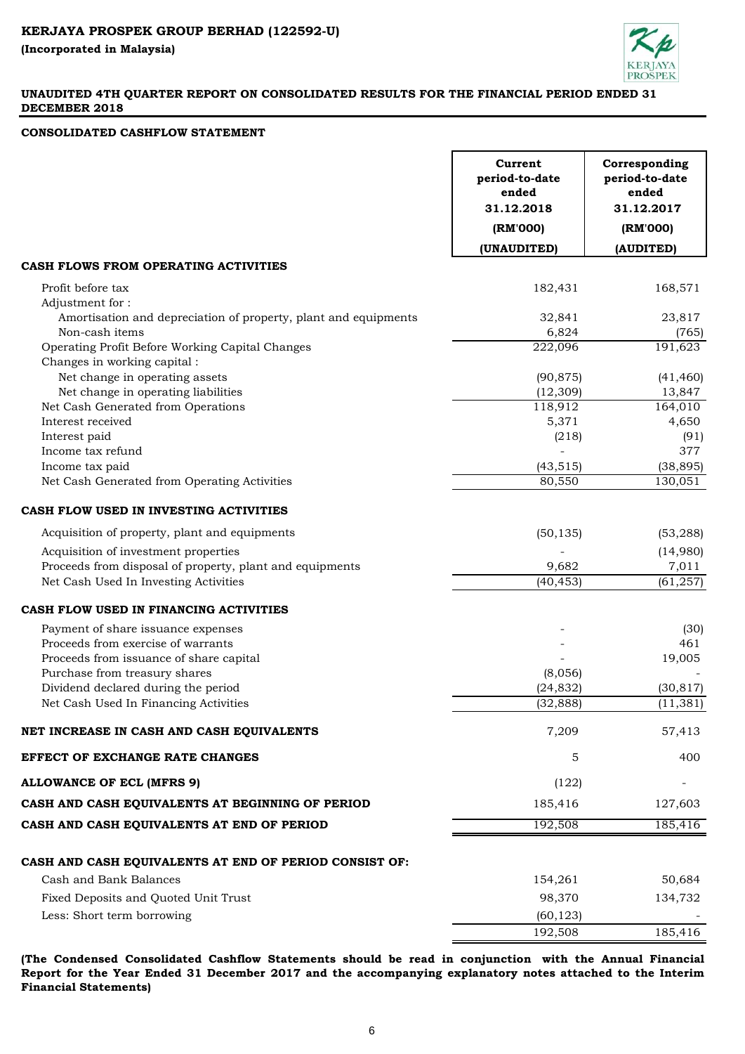**KERJAYA PROSPEK GROUP BERHAD (122592-U)**

**(Incorporated in Malaysia)**

**UNAUDITED 4TH QUARTER REPORT ON CONSOLIDATED RESULTS FOR THE FINANCIAL PERIOD ENDED 31 DECEMBER 2018**

**CONSOLIDATED CASHFLOW STATEMENT**

| | Current period-to-date ended 31.12.2018 (RM'000) (UNAUDITED) | Corresponding period-to-date ended 31.12.2017 (RM'000) (AUDITED) |
|---|---|---|
| **CASH FLOWS FROM OPERATING ACTIVITIES** | | |
| Profit before tax | 182,431 | 168,571 |
| Adjustment for : | | |
| Amortisation and depreciation of property, plant and equipments | 32,841 | 23,817 |
| Non-cash items | 6,824 | (765) |
| Operating Profit Before Working Capital Changes | 222,096 | 191,623 |
| Changes in working capital : | | |
| Net change in operating assets | (90,875) | (41,460) |
| Net change in operating liabilities | (12,309) | 13,847 |
| Net Cash Generated from Operations | 118,912 | 164,010 |
| Interest received | 5,371 | 4,650 |
| Interest paid | (218) | (91) |
| Income tax refund | - | 377 |
| Income tax paid | (43,515) | (38,895) |
| Net Cash Generated from Operating Activities | 80,550 | 130,051 |
| **CASH FLOW USED IN INVESTING ACTIVITIES** | | |
| Acquisition of property, plant and equipments | (50,135) | (53,288) |
| Acquisition of investment properties | - | (14,980) |
| Proceeds from disposal of property, plant and equipments | 9,682 | 7,011 |
| Net Cash Used In Investing Activities | (40,453) | (61,257) |
| **CASH FLOW USED IN FINANCING ACTIVITIES** | | |
| Payment of share issuance expenses | - | (30) |
| Proceeds from exercise of warrants | - | 461 |
| Proceeds from issuance of share capital | - | 19,005 |
| Purchase from treasury shares | (8,056) | - |
| Dividend declared during the period | (24,832) | (30,817) |
| Net Cash Used In Financing Activities | (32,888) | (11,381) |
| **NET INCREASE IN CASH AND CASH EQUIVALENTS** | 7,209 | 57,413 |
| **EFFECT OF EXCHANGE RATE CHANGES** | 5 | 400 |
| **ALLOWANCE OF ECL (MFRS 9)** | (122) | - |
| **CASH AND CASH EQUIVALENTS AT BEGINNING OF PERIOD** | 185,416 | 127,603 |
| **CASH AND CASH EQUIVALENTS AT END OF PERIOD** | 192,508 | 185,416 |
| **CASH AND CASH EQUIVALENTS AT END OF PERIOD CONSIST OF:** | | |
| Cash and Bank Balances | 154,261 | 50,684 |
| Fixed Deposits and Quoted Unit Trust | 98,370 | 134,732 |
| Less: Short term borrowing | (60,123) | - |
| | 192,508 | 185,416 |

**(The Condensed Consolidated Cashflow Statements should be read in conjunction with the Annual Financial Report for the Year Ended 31 December 2017 and the accompanying explanatory notes attached to the Interim Financial Statements)**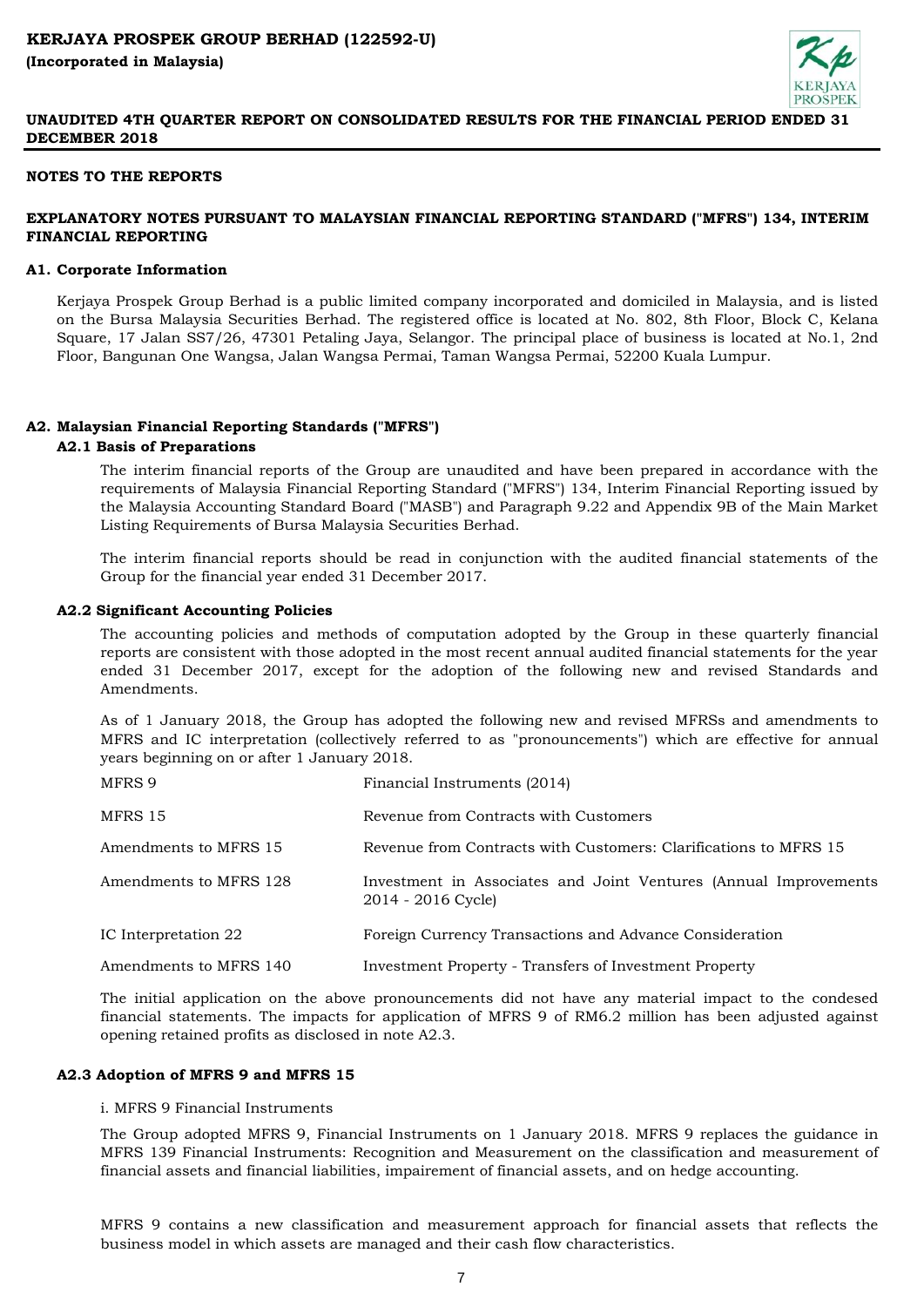## NOTES TO THE REPORTS

## EXPLANATORY NOTES PURSUANT TO MALAYSIAN FINANCIAL REPORTING STANDARD ("MFRS") 134, INTERIM FINANCIAL REPORTING

### A1. Corporate Information

Kerjaya Prospek Group Berhad is a public limited company incorporated and domiciled in Malaysia, and is listed on the Bursa Malaysia Securities Berhad. The registered office is located at No. 802, 8th Floor, Block C, Kelana Square, 17 Jalan SS7/26, 47301 Petaling Jaya, Selangor. The principal place of business is located at No.1, 2nd Floor, Bangunan One Wangsa, Jalan Wangsa Permai, Taman Wangsa Permai, 52200 Kuala Lumpur.

### A2. Malaysian Financial Reporting Standards ("MFRS")

#### A2.1 Basis of Preparations

The interim financial reports of the Group are unaudited and have been prepared in accordance with the requirements of Malaysia Financial Reporting Standard ("MFRS") 134, Interim Financial Reporting issued by the Malaysia Accounting Standard Board ("MASB") and Paragraph 9.22 and Appendix 9B of the Main Market Listing Requirements of Bursa Malaysia Securities Berhad.

The interim financial reports should be read in conjunction with the audited financial statements of the Group for the financial year ended 31 December 2017.

#### A2.2 Significant Accounting Policies

The accounting policies and methods of computation adopted by the Group in these quarterly financial reports are consistent with those adopted in the most recent annual audited financial statements for the year ended 31 December 2017, except for the adoption of the following new and revised Standards and Amendments.

As of 1 January 2018, the Group has adopted the following new and revised MFRSs and amendments to MFRS and IC interpretation (collectively referred to as "pronouncements") which are effective for annual years beginning on or after 1 January 2018.

| | |
|---|---|
| MFRS 9 | Financial Instruments (2014) |
| MFRS 15 | Revenue from Contracts with Customers |
| Amendments to MFRS 15 | Revenue from Contracts with Customers: Clarifications to MFRS 15 |
| Amendments to MFRS 128 | Investment in Associates and Joint Ventures (Annual Improvements 2014 - 2016 Cycle) |
| IC Interpretation 22 | Foreign Currency Transactions and Advance Consideration |
| Amendments to MFRS 140 | Investment Property - Transfers of Investment Property |

The initial application on the above pronouncements did not have any material impact to the condesed financial statements. The impacts for application of MFRS 9 of RM6.2 million has been adjusted against opening retained profits as disclosed in note A2.3.

#### A2.3 Adoption of MFRS 9 and MFRS 15

i. MFRS 9 Financial Instruments

The Group adopted MFRS 9, Financial Instruments on 1 January 2018. MFRS 9 replaces the guidance in MFRS 139 Financial Instruments: Recognition and Measurement on the classification and measurement of financial assets and financial liabilities, impairement of financial assets, and on hedge accounting.

MFRS 9 contains a new classification and measurement approach for financial assets that reflects the business model in which assets are managed and their cash flow characteristics.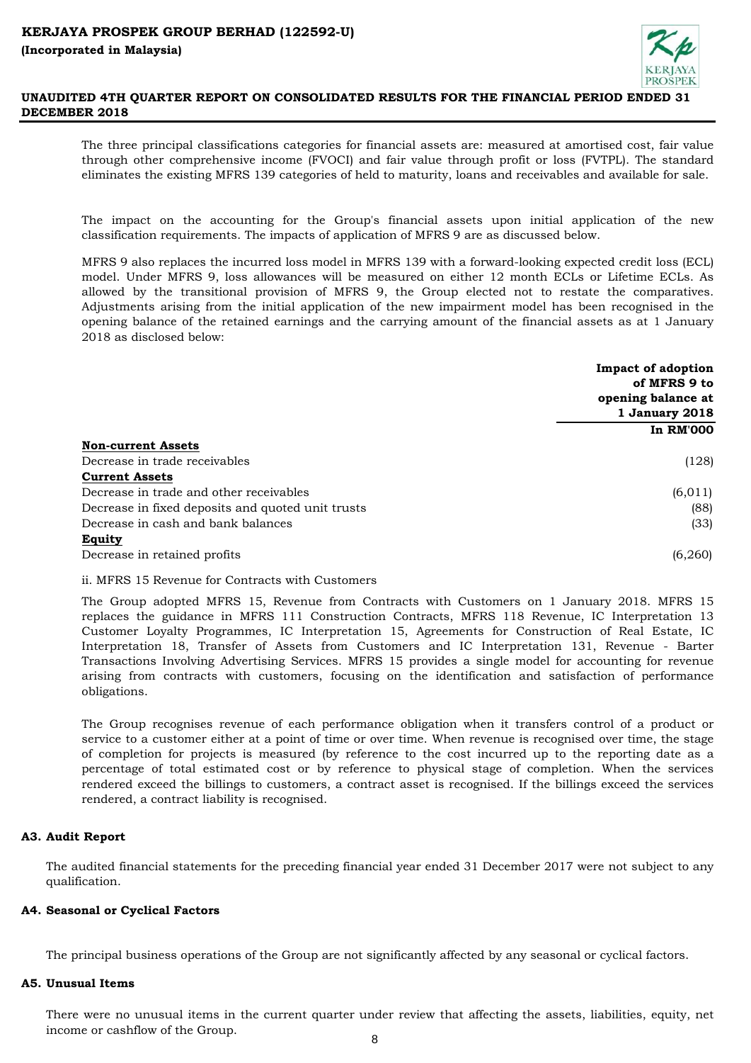The three principal classifications categories for financial assets are: measured at amortised cost, fair value through other comprehensive income (FVOCI) and fair value through profit or loss (FVTPL). The standard eliminates the existing MFRS 139 categories of held to maturity, loans and receivables and available for sale.

The impact on the accounting for the Group's financial assets upon initial application of the new classification requirements. The impacts of application of MFRS 9 are as discussed below.

MFRS 9 also replaces the incurred loss model in MFRS 139 with a forward-looking expected credit loss (ECL) model. Under MFRS 9, loss allowances will be measured on either 12 month ECLs or Lifetime ECLs. As allowed by the transitional provision of MFRS 9, the Group elected not to restate the comparatives. Adjustments arising from the initial application of the new impairment model has been recognised in the opening balance of the retained earnings and the carrying amount of the financial assets as at 1 January 2018 as disclosed below:

| | **Impact of adoption of MFRS 9 to opening balance at 1 January 2018** |
|---|---|
| | **In RM'000** |
| **Non-current Assets** | |
| Decrease in trade receivables | (128) |
| **Current Assets** | |
| Decrease in trade and other receivables | (6,011) |
| Decrease in fixed deposits and quoted unit trusts | (88) |
| Decrease in cash and bank balances | (33) |
| **Equity** | |
| Decrease in retained profits | (6,260) |

ii. MFRS 15 Revenue for Contracts with Customers

The Group adopted MFRS 15, Revenue from Contracts with Customers on 1 January 2018. MFRS 15 replaces the guidance in MFRS 111 Construction Contracts, MFRS 118 Revenue, IC Interpretation 13 Customer Loyalty Programmes, IC Interpretation 15, Agreements for Construction of Real Estate, IC Interpretation 18, Transfer of Assets from Customers and IC Interpretation 131, Revenue - Barter Transactions Involving Advertising Services. MFRS 15 provides a single model for accounting for revenue arising from contracts with customers, focusing on the identification and satisfaction of performance obligations.

The Group recognises revenue of each performance obligation when it transfers control of a product or service to a customer either at a point of time or over time. When revenue is recognised over time, the stage of completion for projects is measured (by reference to the cost incurred up to the reporting date as a percentage of total estimated cost or by reference to physical stage of completion. When the services rendered exceed the billings to customers, a contract asset is recognised. If the billings exceed the services rendered, a contract liability is recognised.

## A3. Audit Report

The audited financial statements for the preceding financial year ended 31 December 2017 were not subject to any qualification.

## A4. Seasonal or Cyclical Factors

The principal business operations of the Group are not significantly affected by any seasonal or cyclical factors.

## A5. Unusual Items

There were no unusual items in the current quarter under review that affecting the assets, liabilities, equity, net income or cashflow of the Group.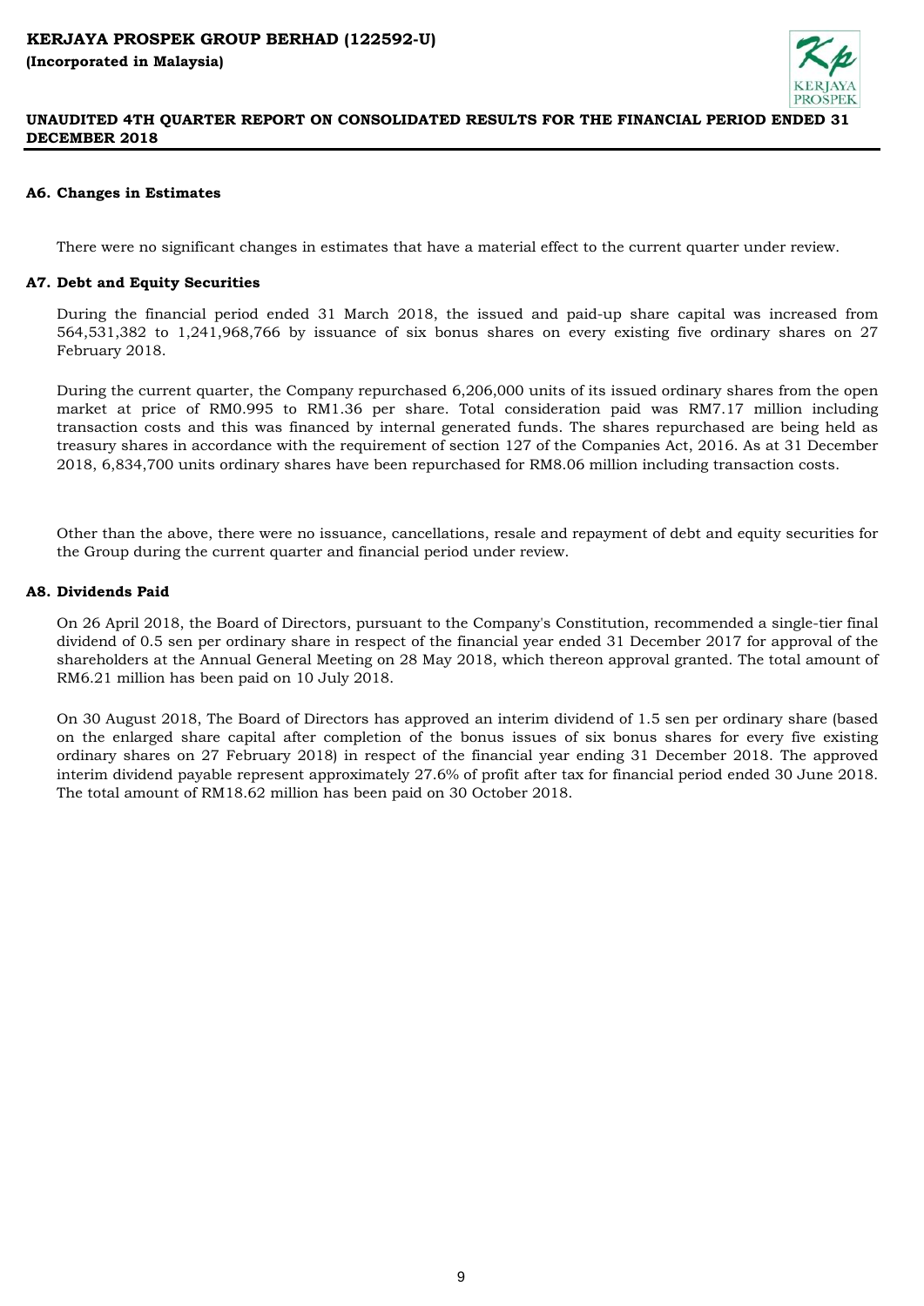### A6. Changes in Estimates

There were no significant changes in estimates that have a material effect to the current quarter under review.

### A7. Debt and Equity Securities

During the financial period ended 31 March 2018, the issued and paid-up share capital was increased from 564,531,382 to 1,241,968,766 by issuance of six bonus shares on every existing five ordinary shares on 27 February 2018.

During the current quarter, the Company repurchased 6,206,000 units of its issued ordinary shares from the open market at price of RM0.995 to RM1.36 per share. Total consideration paid was RM7.17 million including transaction costs and this was financed by internal generated funds. The shares repurchased are being held as treasury shares in accordance with the requirement of section 127 of the Companies Act, 2016. As at 31 December 2018, 6,834,700 units ordinary shares have been repurchased for RM8.06 million including transaction costs.

Other than the above, there were no issuance, cancellations, resale and repayment of debt and equity securities for the Group during the current quarter and financial period under review.

### A8. Dividends Paid

On 26 April 2018, the Board of Directors, pursuant to the Company's Constitution, recommended a single-tier final dividend of 0.5 sen per ordinary share in respect of the financial year ended 31 December 2017 for approval of the shareholders at the Annual General Meeting on 28 May 2018, which thereon approval granted. The total amount of RM6.21 million has been paid on 10 July 2018.

On 30 August 2018, The Board of Directors has approved an interim dividend of 1.5 sen per ordinary share (based on the enlarged share capital after completion of the bonus issues of six bonus shares for every five existing ordinary shares on 27 February 2018) in respect of the financial year ending 31 December 2018. The approved interim dividend payable represent approximately 27.6% of profit after tax for financial period ended 30 June 2018. The total amount of RM18.62 million has been paid on 30 October 2018.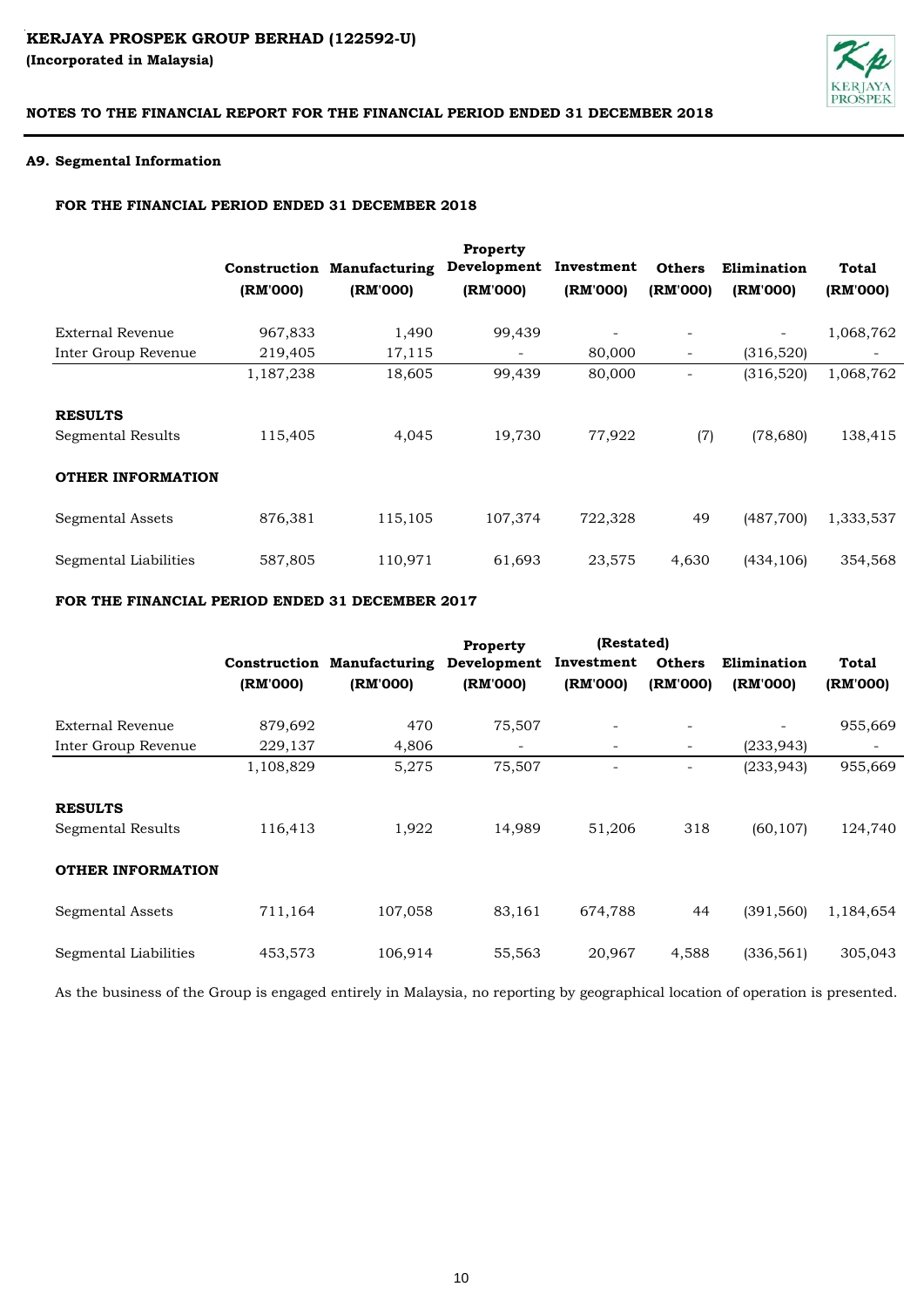**KERJAYA PROSPEK GROUP BERHAD (122592-U)**
**(Incorporated in Malaysia)**

**NOTES TO THE FINANCIAL REPORT FOR THE FINANCIAL PERIOD ENDED 31 DECEMBER 2018**

**A9. Segmental Information**

**FOR THE FINANCIAL PERIOD ENDED 31 DECEMBER 2018**

| | Construction (RM'000) | Manufacturing (RM'000) | Property Development (RM'000) | Investment (RM'000) | Others (RM'000) | Elimination (RM'000) | Total (RM'000) |
|---|---|---|---|---|---|---|---|
| External Revenue | 967,833 | 1,490 | 99,439 | - | - | - | 1,068,762 |
| Inter Group Revenue | 219,405 | 17,115 | - | 80,000 | - | (316,520) | - |
| | 1,187,238 | 18,605 | 99,439 | 80,000 | - | (316,520) | 1,068,762 |
| **RESULTS** | | | | | | | |
| Segmental Results | 115,405 | 4,045 | 19,730 | 77,922 | (7) | (78,680) | 138,415 |
| **OTHER INFORMATION** | | | | | | | |
| Segmental Assets | 876,381 | 115,105 | 107,374 | 722,328 | 49 | (487,700) | 1,333,537 |
| Segmental Liabilities | 587,805 | 110,971 | 61,693 | 23,575 | 4,630 | (434,106) | 354,568 |

**FOR THE FINANCIAL PERIOD ENDED 31 DECEMBER 2017**

| | | | | (Restated) | | | |
|---|---|---|---|---|---|---|---|
| | Construction (RM'000) | Manufacturing (RM'000) | Property Development (RM'000) | Investment (RM'000) | Others (RM'000) | Elimination (RM'000) | Total (RM'000) |
| External Revenue | 879,692 | 470 | 75,507 | - | - | - | 955,669 |
| Inter Group Revenue | 229,137 | 4,806 | - | - | - | (233,943) | - |
| | 1,108,829 | 5,275 | 75,507 | - | - | (233,943) | 955,669 |
| **RESULTS** | | | | | | | |
| Segmental Results | 116,413 | 1,922 | 14,989 | 51,206 | 318 | (60,107) | 124,740 |
| **OTHER INFORMATION** | | | | | | | |
| Segmental Assets | 711,164 | 107,058 | 83,161 | 674,788 | 44 | (391,560) | 1,184,654 |
| Segmental Liabilities | 453,573 | 106,914 | 55,563 | 20,967 | 4,588 | (336,561) | 305,043 |

As the business of the Group is engaged entirely in Malaysia, no reporting by geographical location of operation is presented.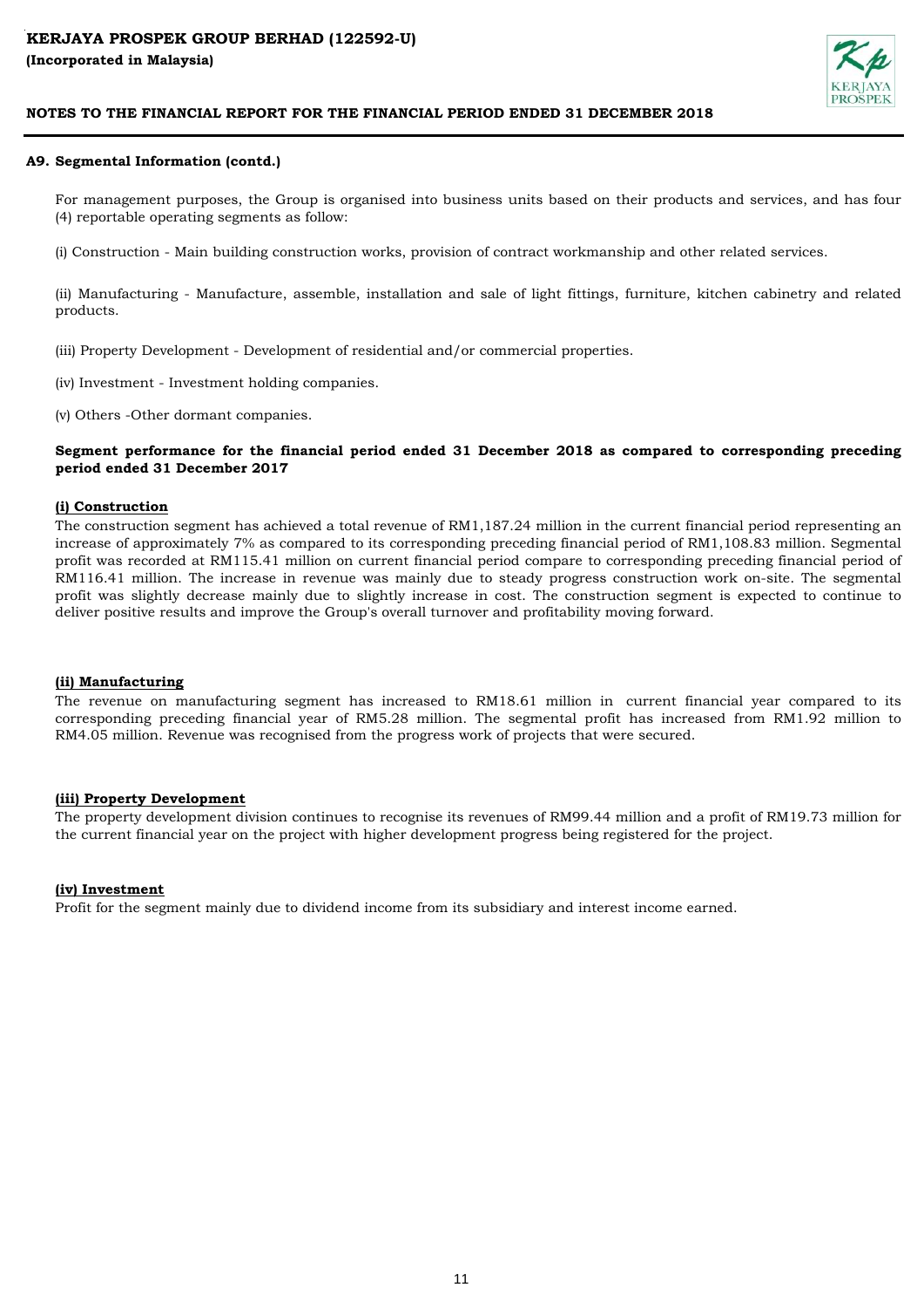**KERJAYA PROSPEK GROUP BERHAD (122592-U)**
**(Incorporated in Malaysia)**

**NOTES TO THE FINANCIAL REPORT FOR THE FINANCIAL PERIOD ENDED 31 DECEMBER 2018**

**A9. Segmental Information (contd.)**

For management purposes, the Group is organised into business units based on their products and services, and has four (4) reportable operating segments as follow:

(i) Construction - Main building construction works, provision of contract workmanship and other related services.

(ii) Manufacturing - Manufacture, assemble, installation and sale of light fittings, furniture, kitchen cabinetry and related products.

(iii) Property Development - Development of residential and/or commercial properties.

(iv) Investment - Investment holding companies.

(v) Others -Other dormant companies.

**Segment performance for the financial period ended 31 December 2018 as compared to corresponding preceding period ended 31 December 2017**

**(i) Construction**

The construction segment has achieved a total revenue of RM1,187.24 million in the current financial period representing an increase of approximately 7% as compared to its corresponding preceding financial period of RM1,108.83 million. Segmental profit was recorded at RM115.41 million on current financial period compare to corresponding preceding financial period of RM116.41 million. The increase in revenue was mainly due to steady progress construction work on-site. The segmental profit was slightly decrease mainly due to slightly increase in cost. The construction segment is expected to continue to deliver positive results and improve the Group's overall turnover and profitability moving forward.

**(ii) Manufacturing**

The revenue on manufacturing segment has increased to RM18.61 million in current financial year compared to its corresponding preceding financial year of RM5.28 million. The segmental profit has increased from RM1.92 million to RM4.05 million. Revenue was recognised from the progress work of projects that were secured.

**(iii) Property Development**

The property development division continues to recognise its revenues of RM99.44 million and a profit of RM19.73 million for the current financial year on the project with higher development progress being registered for the project.

**(iv) Investment**

Profit for the segment mainly due to dividend income from its subsidiary and interest income earned.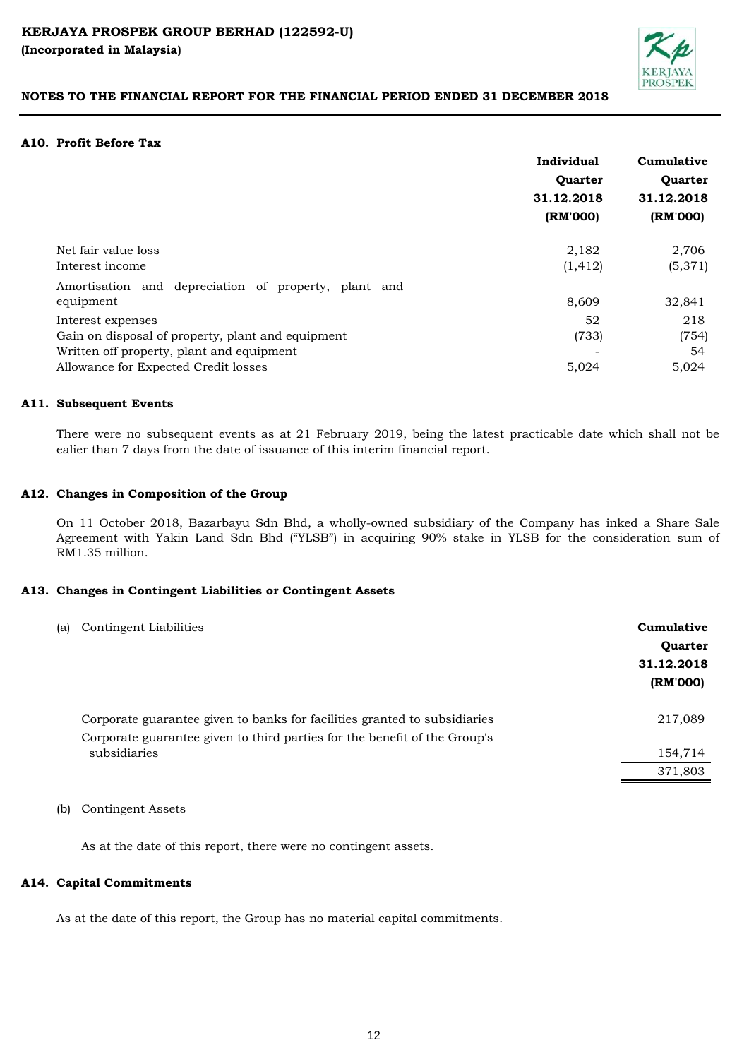## A10. Profit Before Tax

| | Individual Quarter 31.12.2018 (RM'000) | Cumulative Quarter 31.12.2018 (RM'000) |
|---|---|---|
| Net fair value loss | 2,182 | 2,706 |
| Interest income | (1,412) | (5,371) |
| Amortisation and depreciation of property, plant and equipment | 8,609 | 32,841 |
| Interest expenses | 52 | 218 |
| Gain on disposal of property, plant and equipment | (733) | (754) |
| Written off property, plant and equipment | - | 54 |
| Allowance for Expected Credit losses | 5,024 | 5,024 |

## A11. Subsequent Events

There were no subsequent events as at 21 February 2019, being the latest practicable date which shall not be ealier than 7 days from the date of issuance of this interim financial report.

## A12. Changes in Composition of the Group

On 11 October 2018, Bazarbayu Sdn Bhd, a wholly-owned subsidiary of the Company has inked a Share Sale Agreement with Yakin Land Sdn Bhd ("YLSB") in acquiring 90% stake in YLSB for the consideration sum of RM1.35 million.

## A13. Changes in Contingent Liabilities or Contingent Assets

(a) Contingent Liabilities

| | Cumulative Quarter 31.12.2018 (RM'000) |
|---|---|
| Corporate guarantee given to banks for facilities granted to subsidiaries | 217,089 |
| Corporate guarantee given to third parties for the benefit of the Group's subsidiaries | 154,714 |
| | 371,803 |

(b) Contingent Assets

As at the date of this report, there were no contingent assets.

## A14. Capital Commitments

As at the date of this report, the Group has no material capital commitments.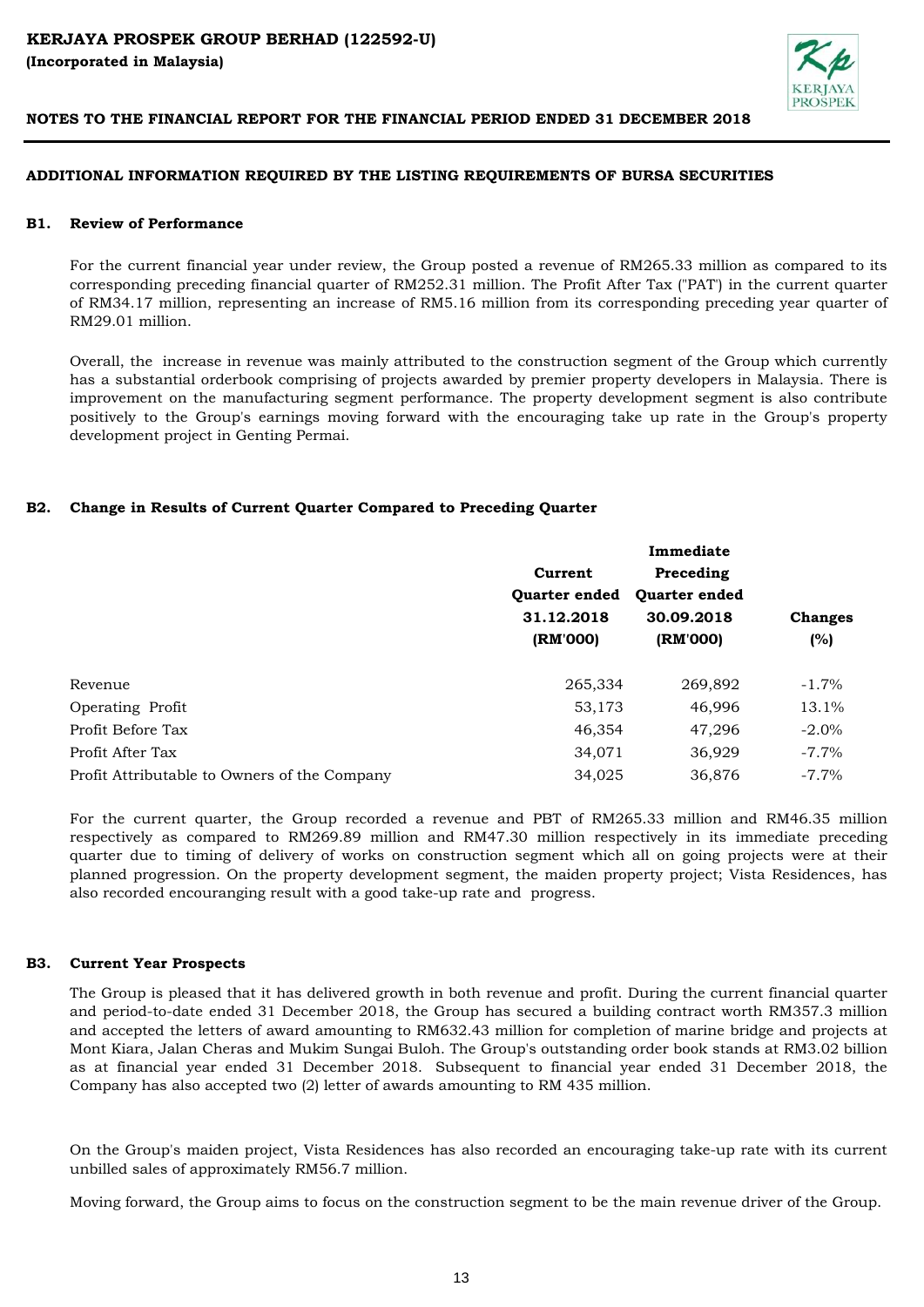## ADDITIONAL INFORMATION REQUIRED BY THE LISTING REQUIREMENTS OF BURSA SECURITIES

### B1. Review of Performance

For the current financial year under review, the Group posted a revenue of RM265.33 million as compared to its corresponding preceding financial quarter of RM252.31 million. The Profit After Tax ("PAT') in the current quarter of RM34.17 million, representing an increase of RM5.16 million from its corresponding preceding year quarter of RM29.01 million.

Overall, the increase in revenue was mainly attributed to the construction segment of the Group which currently has a substantial orderbook comprising of projects awarded by premier property developers in Malaysia. There is improvement on the manufacturing segment performance. The property development segment is also contribute positively to the Group's earnings moving forward with the encouraging take up rate in the Group's property development project in Genting Permai.

### B2. Change in Results of Current Quarter Compared to Preceding Quarter

| | Current Quarter ended 31.12.2018 (RM'000) | Immediate Preceding Quarter ended 30.09.2018 (RM'000) | Changes (%) |
|---|---|---|---|
| Revenue | 265,334 | 269,892 | -1.7% |
| Operating Profit | 53,173 | 46,996 | 13.1% |
| Profit Before Tax | 46,354 | 47,296 | -2.0% |
| Profit After Tax | 34,071 | 36,929 | -7.7% |
| Profit Attributable to Owners of the Company | 34,025 | 36,876 | -7.7% |

For the current quarter, the Group recorded a revenue and PBT of RM265.33 million and RM46.35 million respectively as compared to RM269.89 million and RM47.30 million respectively in its immediate preceding quarter due to timing of delivery of works on construction segment which all on going projects were at their planned progression. On the property development segment, the maiden property project; Vista Residences, has also recorded encouranging result with a good take-up rate and progress.

### B3. Current Year Prospects

The Group is pleased that it has delivered growth in both revenue and profit. During the current financial quarter and period-to-date ended 31 December 2018, the Group has secured a building contract worth RM357.3 million and accepted the letters of award amounting to RM632.43 million for completion of marine bridge and projects at Mont Kiara, Jalan Cheras and Mukim Sungai Buloh. The Group's outstanding order book stands at RM3.02 billion as at financial year ended 31 December 2018. Subsequent to financial year ended 31 December 2018, the Company has also accepted two (2) letter of awards amounting to RM 435 million.

On the Group's maiden project, Vista Residences has also recorded an encouraging take-up rate with its current unbilled sales of approximately RM56.7 million.

Moving forward, the Group aims to focus on the construction segment to be the main revenue driver of the Group.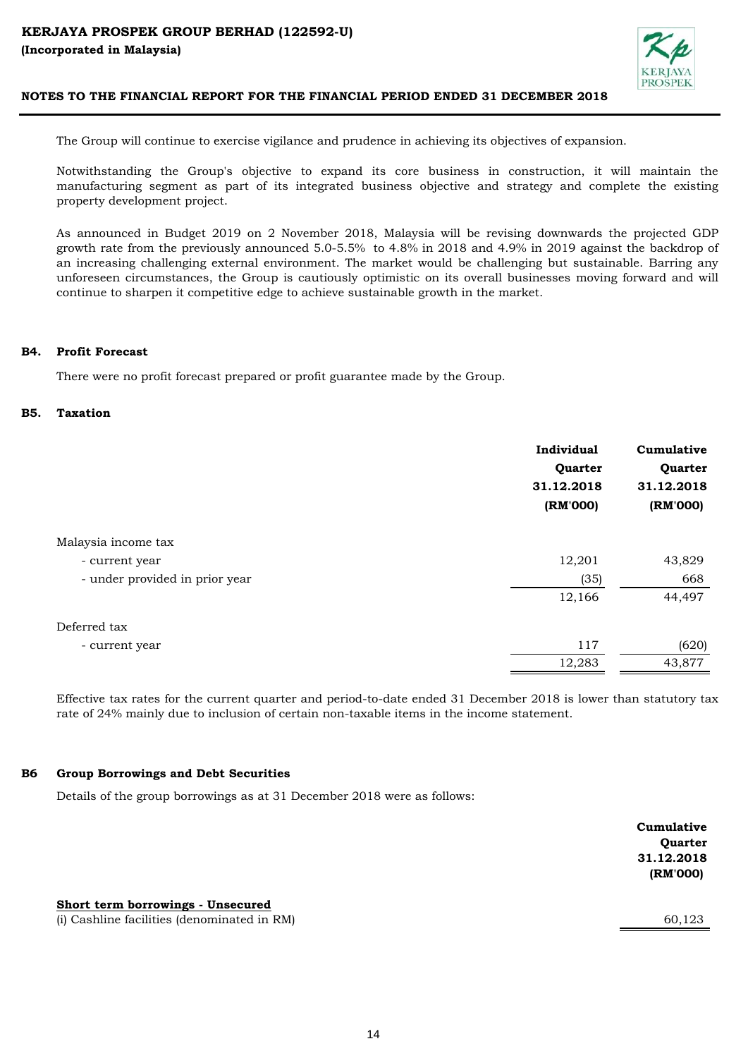The Group will continue to exercise vigilance and prudence in achieving its objectives of expansion.

Notwithstanding the Group's objective to expand its core business in construction, it will maintain the manufacturing segment as part of its integrated business objective and strategy and complete the existing property development project.

As announced in Budget 2019 on 2 November 2018, Malaysia will be revising downwards the projected GDP growth rate from the previously announced 5.0-5.5% to 4.8% in 2018 and 4.9% in 2019 against the backdrop of an increasing challenging external environment. The market would be challenging but sustainable. Barring any unforeseen circumstances, the Group is cautiously optimistic on its overall businesses moving forward and will continue to sharpen it competitive edge to achieve sustainable growth in the market.

## B4. Profit Forecast

There were no profit forecast prepared or profit guarantee made by the Group.

## B5. Taxation

| | Individual Quarter 31.12.2018 (RM'000) | Cumulative Quarter 31.12.2018 (RM'000) |
|---|---|---|
| Malaysia income tax | | |
| - current year | 12,201 | 43,829 |
| - under provided in prior year | (35) | 668 |
| | 12,166 | 44,497 |
| Deferred tax | | |
| - current year | 117 | (620) |
| | 12,283 | 43,877 |

Effective tax rates for the current quarter and period-to-date ended 31 December 2018 is lower than statutory tax rate of 24% mainly due to inclusion of certain non-taxable items in the income statement.

## B6 Group Borrowings and Debt Securities

Details of the group borrowings as at 31 December 2018 were as follows:

| | Cumulative Quarter 31.12.2018 (RM'000) |
|---|---|
| **Short term borrowings - Unsecured** | |
| (i) Cashline facilities (denominated in RM) | 60,123 |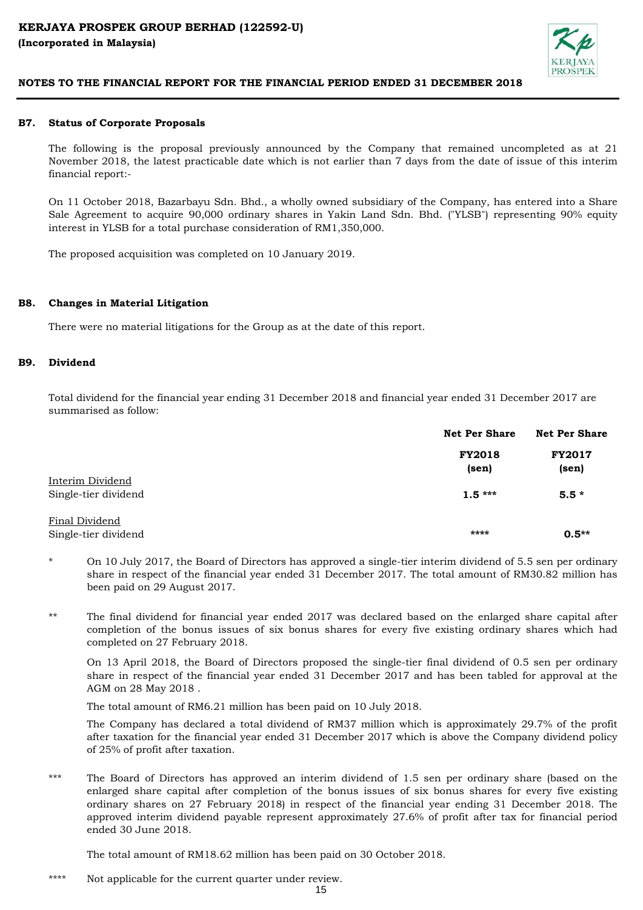## B7. Status of Corporate Proposals

The following is the proposal previously announced by the Company that remained uncompleted as at 21 November 2018, the latest practicable date which is not earlier than 7 days from the date of issue of this interim financial report:-

On 11 October 2018, Bazarbayu Sdn. Bhd., a wholly owned subsidiary of the Company, has entered into a Share Sale Agreement to acquire 90,000 ordinary shares in Yakin Land Sdn. Bhd. ("YLSB") representing 90% equity interest in YLSB for a total purchase consideration of RM1,350,000.

The proposed acquisition was completed on 10 January 2019.

## B8. Changes in Material Litigation

There were no material litigations for the Group as at the date of this report.

## B9. Dividend

Total dividend for the financial year ending 31 December 2018 and financial year ended 31 December 2017 are summarised as follow:

| | Net Per Share | Net Per Share |
|---|---|---|
| | **FY2018 (sen)** | **FY2017 (sen)** |
| Interim Dividend | | |
| Single-tier dividend | **1.5 *** ** | **5.5 *** |
| Final Dividend | | |
| Single-tier dividend | **** | **0.5**** |

\* On 10 July 2017, the Board of Directors has approved a single-tier interim dividend of 5.5 sen per ordinary share in respect of the financial year ended 31 December 2017. The total amount of RM30.82 million has been paid on 29 August 2017.

** The final dividend for financial year ended 2017 was declared based on the enlarged share capital after completion of the bonus issues of six bonus shares for every five existing ordinary shares which had completed on 27 February 2018.

On 13 April 2018, the Board of Directors proposed the single-tier final dividend of 0.5 sen per ordinary share in respect of the financial year ended 31 December 2017 and has been tabled for approval at the AGM on 28 May 2018 .

The total amount of RM6.21 million has been paid on 10 July 2018.

The Company has declared a total dividend of RM37 million which is approximately 29.7% of the profit after taxation for the financial year ended 31 December 2017 which is above the Company dividend policy of 25% of profit after taxation.

*** The Board of Directors has approved an interim dividend of 1.5 sen per ordinary share (based on the enlarged share capital after completion of the bonus issues of six bonus shares for every five existing ordinary shares on 27 February 2018) in respect of the financial year ending 31 December 2018. The approved interim dividend payable represent approximately 27.6% of profit after tax for financial period ended 30 June 2018.

The total amount of RM18.62 million has been paid on 30 October 2018.

**** Not applicable for the current quarter under review.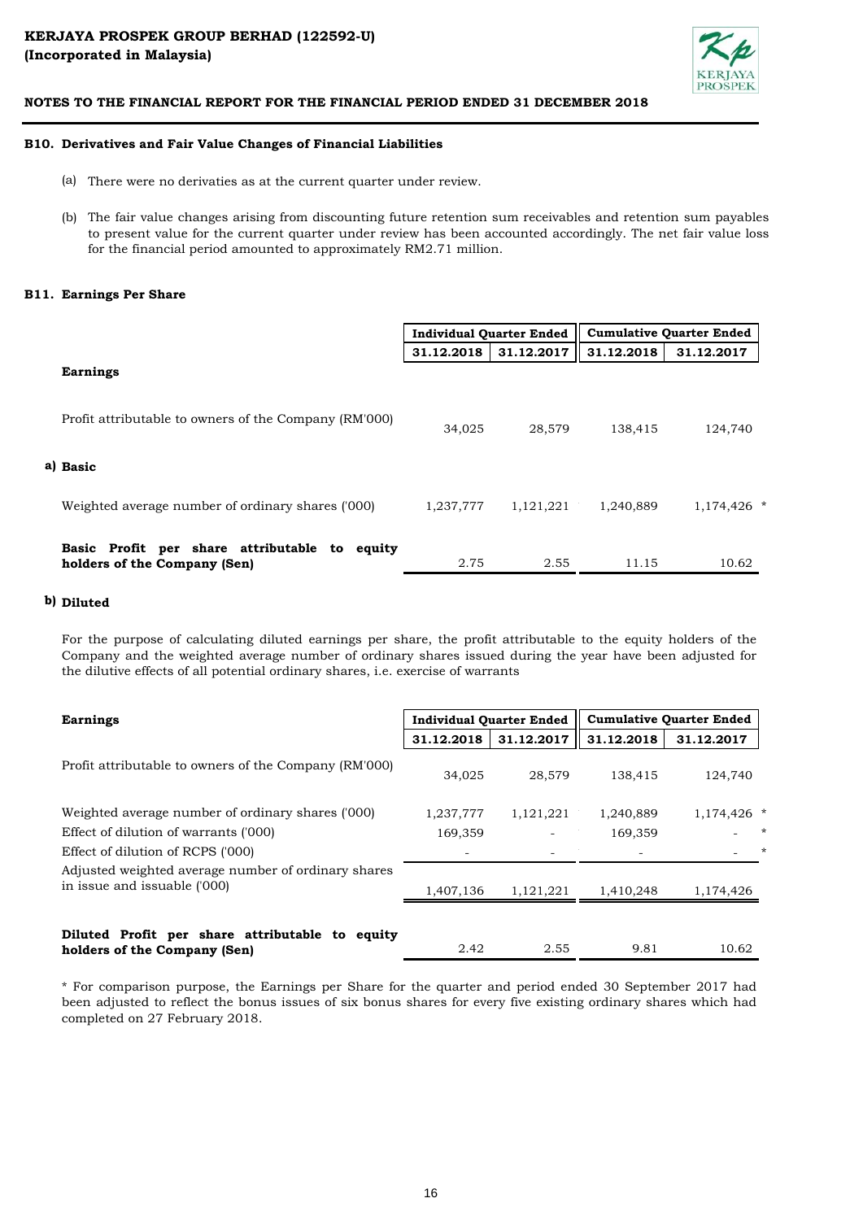**KERJAYA PROSPEK GROUP BERHAD (122592-U)**
**(Incorporated in Malaysia)**

**NOTES TO THE FINANCIAL REPORT FOR THE FINANCIAL PERIOD ENDED 31 DECEMBER 2018**

### B10. Derivatives and Fair Value Changes of Financial Liabilities

(a) There were no derivaties as at the current quarter under review.

(b) The fair value changes arising from discounting future retention sum receivables and retention sum payables to present value for the current quarter under review has been accounted accordingly. The net fair value loss for the financial period amounted to approximately RM2.71 million.

### B11. Earnings Per Share

| | Individual Quarter Ended | | Cumulative Quarter Ended | |
|---|---|---|---|---|
| | **31.12.2018** | **31.12.2017** | **31.12.2018** | **31.12.2017** |
| **Earnings** | | | | |
| Profit attributable to owners of the Company (RM'000) | 34,025 | 28,579 | 138,415 | 124,740 |
| **a) Basic** | | | | |
| Weighted average number of ordinary shares ('000) | 1,237,777 | 1,121,221 | 1,240,889 | 1,174,426 * |
| **Basic Profit per share attributable to equity holders of the Company (Sen)** | 2.75 | 2.55 | 11.15 | 10.62 |

**b) Diluted**

For the purpose of calculating diluted earnings per share, the profit attributable to the equity holders of the Company and the weighted average number of ordinary shares issued during the year have been adjusted for the dilutive effects of all potential ordinary shares, i.e. exercise of warrants

| **Earnings** | Individual Quarter Ended | | Cumulative Quarter Ended | |
|---|---|---|---|---|
| | **31.12.2018** | **31.12.2017** | **31.12.2018** | **31.12.2017** |
| Profit attributable to owners of the Company (RM'000) | 34,025 | 28,579 | 138,415 | 124,740 |
| Weighted average number of ordinary shares ('000) | 1,237,777 | 1,121,221 | 1,240,889 | 1,174,426 * |
| Effect of dilution of warrants ('000) | 169,359 | - | 169,359 | - * |
| Effect of dilution of RCPS ('000) | - | - | - | - * |
| Adjusted weighted average number of ordinary shares in issue and issuable ('000) | 1,407,136 | 1,121,221 | 1,410,248 | 1,174,426 |
| **Diluted Profit per share attributable to equity holders of the Company (Sen)** | 2.42 | 2.55 | 9.81 | 10.62 |

* For comparison purpose, the Earnings per Share for the quarter and period ended 30 September 2017 had been adjusted to reflect the bonus issues of six bonus shares for every five existing ordinary shares which had completed on 27 February 2018.